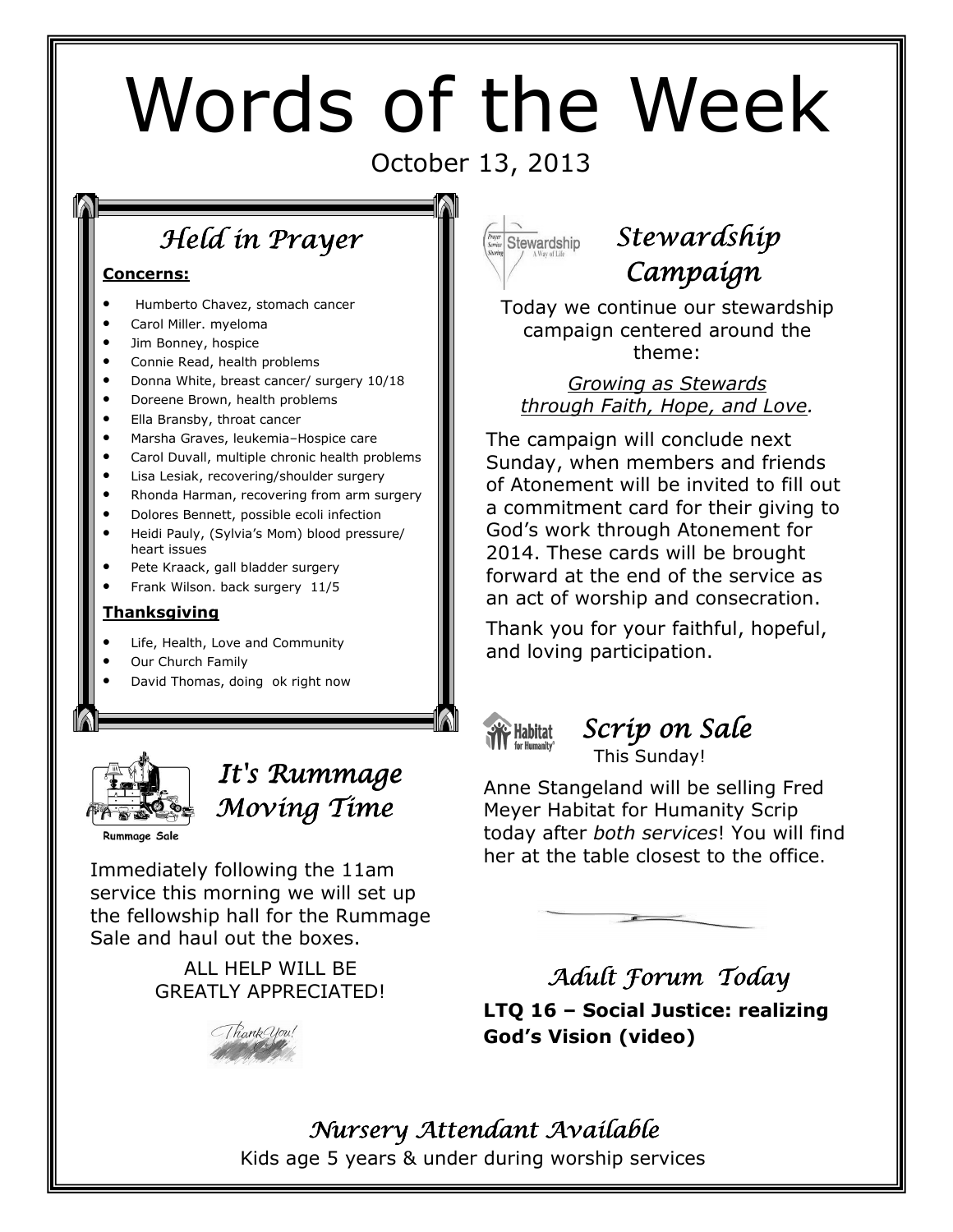# Words of the Week

October 13, 2013

## Held in Prayer

**Concerns:**

- Humberto Chavez, stomach cancer
- Carol Miller. myeloma
- Jim Bonney, hospice
- Connie Read, health problems
- Donna White, breast cancer/ surgery 10/18
- Doreene Brown, health problems
- Ella Bransby, throat cancer
- Marsha Graves, leukemia–Hospice care
- Carol Duvall, multiple chronic health problems
- Lisa Lesiak, recovering/shoulder surgery
- Rhonda Harman, recovering from arm surgery
- Dolores Bennett, possible ecoli infection
- Heidi Pauly, (Sylvia's Mom) blood pressure/ heart issues
- Pete Kraack, gall bladder surgery
- Frank Wilson. back surgery 11/5

**Thanksgiving**

- Life, Health, Love and Community
- Our Church Family
- David Thomas, doing ok right now

## It's Rummage Moving Time

Immediately following the 11am service this morning we will set up the fellowship hall for the Rummage Sale and haul out the boxes.

ALL HELP WILL BE GREATLY APPRECIATED!

## Stewardship Campaign

Today we continue our stewardship campaign centered around the theme:

*Growing as Stewards through Faith, Hope, and Love.*

The campaign will conclude next Sunday, when members and friends of Atonement will be invited to fill out a commitment card for their giving to God's work through Atonement for 2014. These cards will be brought forward at the end of the service as an act of worship and consecration.

Thank you for your faithful, hopeful, and loving participation.

## Scrip on Sale

This Sunday!

Anne Stangeland will be selling Fred Meyer Habitat for Humanity Scrip today after *both services*! You will find her at the table closest to the office.

## Adult Forum Today

**LTQ 16 – Social Justice: realizing God's Vision (video)**

## Nursery Attendant Available

Kids age 5 years & under during worship services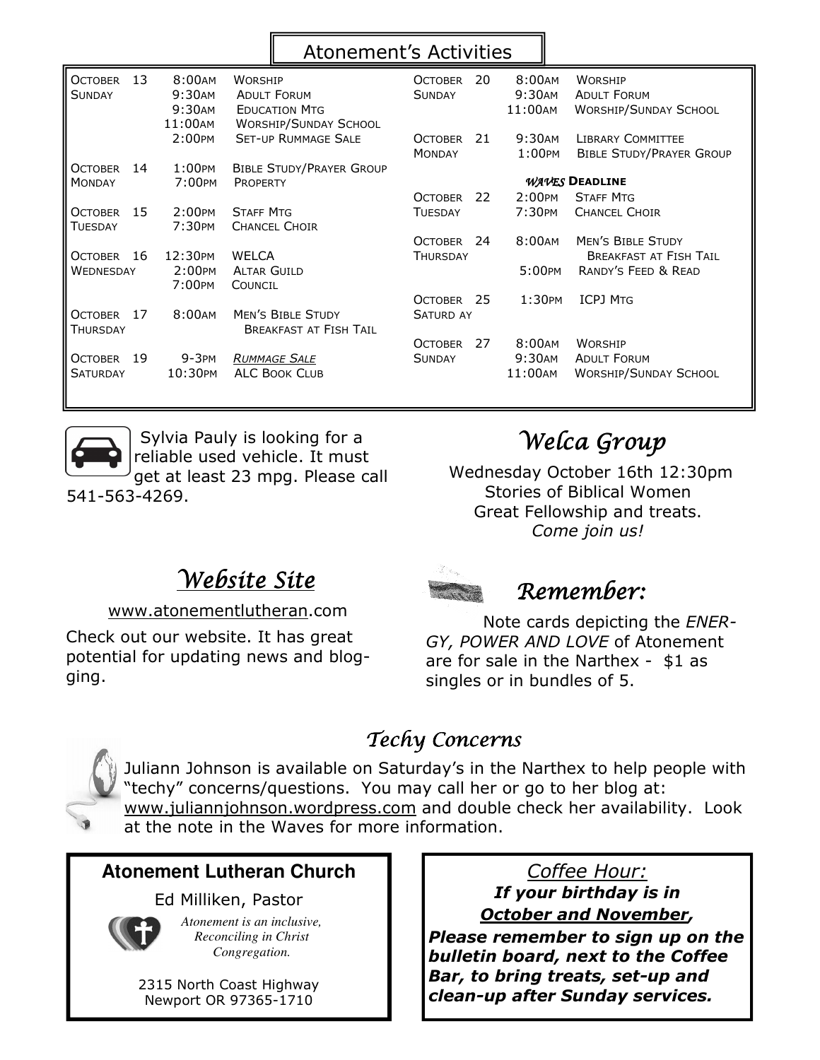## Atonement's Activities

| | | | | | |
|---|---|---|---|---|---|
| October 13 Sunday | 8:00am | Worship | October 20 Sunday | 8:00am | Worship |
| | 9:30am | Adult Forum | | 9:30am | Adult Forum |
| | 9:30am | Education Mtg | | 11:00am | Worship/Sunday School |
| | 11:00am | Worship/Sunday School | October 21 Monday | 9:30am | Library Committee |
| | 2:00pm | Set-up Rummage Sale | | 1:00pm | Bible Study/Prayer Group |
| October 14 Monday | 1:00pm | Bible Study/Prayer Group | | | *Waves* Deadline |
| | 7:00pm | Property | October 22 Tuesday | 2:00pm | Staff Mtg |
| October 15 Tuesday | 2:00pm | Staff Mtg | | 7:30pm | Chancel Choir |
| | 7:30pm | Chancel Choir | October 24 Thursday | 8:00am | Men's Bible Study Breakfast at Fish Tail |
| October 16 Wednesday | 12:30pm | WELCA | | 5:00pm | Randy's Feed & Read |
| | 2:00pm | Altar Guild | October 25 Saturday | 1:30pm | ICPJ Mtg |
| | 7:00pm | Council | October 27 Sunday | 8:00am | Worship |
| October 17 Thursday | 8:00am | Men's Bible Study Breakfast at Fish Tail | | 9:30am | Adult Forum |
| October 19 Saturday | 9-3pm | *Rummage Sale* | | 11:00am | Worship/Sunday School |
| | 10:30pm | ALC Book Club | | | |

Sylvia Pauly is looking for a reliable used vehicle. It must get at least 23 mpg. Please call 541-563-4269.

## *Welca Group*

Wednesday October 16th 12:30pm
Stories of Biblical Women
Great Fellowship and treats.
*Come join us!*

## *Website Site*

www.atonementlutheran.com

Check out our website. It has great potential for updating news and blogging.

## *Remember:*

Note cards depicting the *ENERGY, POWER AND LOVE* of Atonement are for sale in the Narthex - $1 as singles or in bundles of 5.

## *Techy Concerns*

Juliann Johnson is available on Saturday's in the Narthex to help people with "techy" concerns/questions. You may call her or go to her blog at: www.juliannjohnson.wordpress.com and double check her availability. Look at the note in the Waves for more information.

**Atonement Lutheran Church**

Ed Milliken, Pastor

*Atonement is an inclusive, Reconciling in Christ Congregation.*

2315 North Coast Highway
Newport OR 97365-1710

*Coffee Hour:*

***If your birthday is in October and November,***

***Please remember to sign up on the bulletin board, next to the Coffee Bar, to bring treats, set-up and clean-up after Sunday services.***